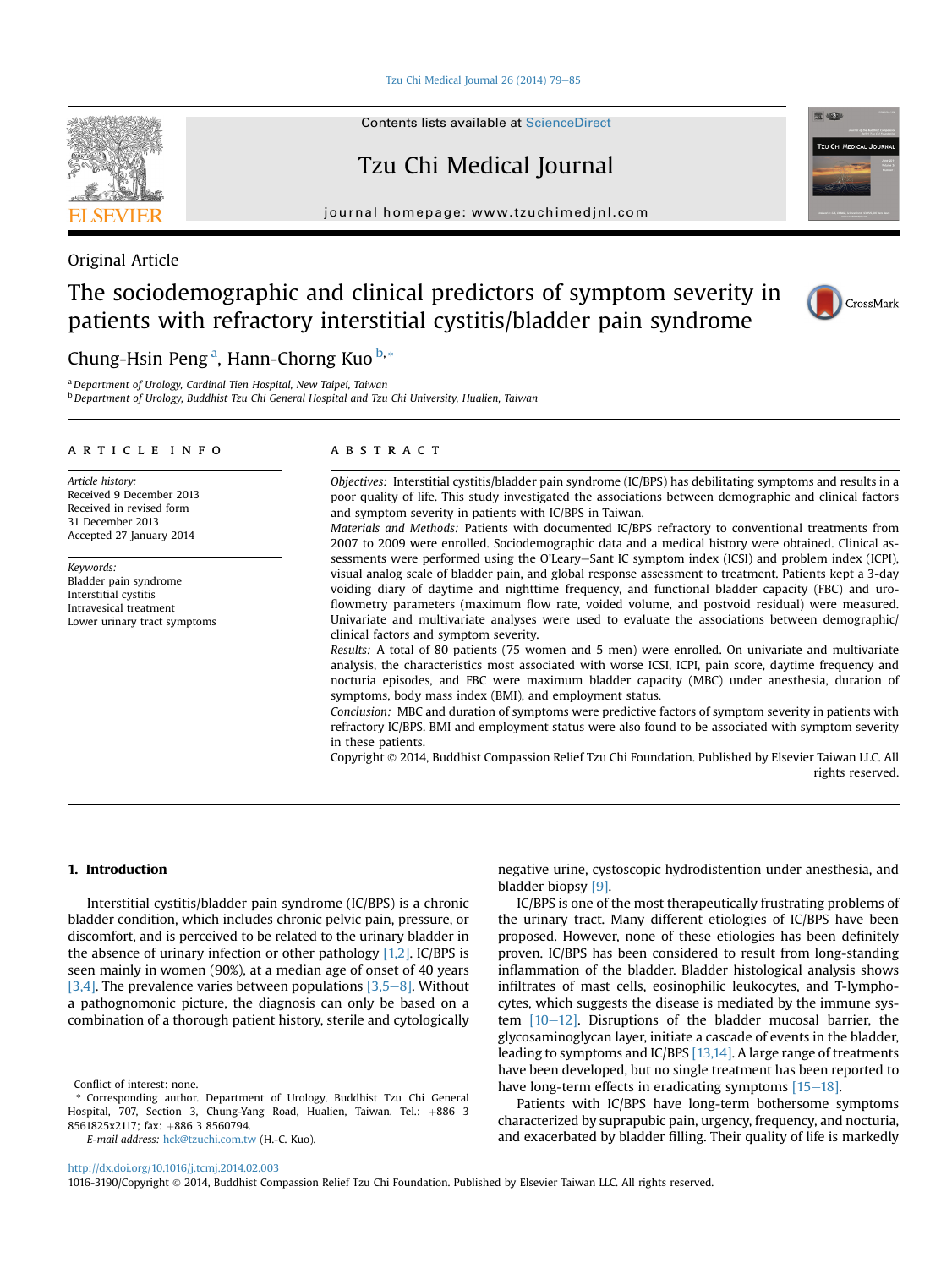Original Article

# The sociodemographic and clinical predictors of symptom severity in patients with refractory interstitial cystitis/bladder pain syndrome

Chung-Hsin Peng [a], Hann-Chorng Kuo [b,*]

[a] Department of Urology, Cardinal Tien Hospital, New Taipei, Taiwan
[b] Department of Urology, Buddhist Tzu Chi General Hospital and Tzu Chi University, Hualien, Taiwan

## ARTICLE INFO

*Article history:*
Received 9 December 2013
Received in revised form
31 December 2013
Accepted 27 January 2014

*Keywords:*
Bladder pain syndrome
Interstitial cystitis
Intravesical treatment
Lower urinary tract symptoms

## ABSTRACT

*Objectives:* Interstitial cystitis/bladder pain syndrome (IC/BPS) has debilitating symptoms and results in a poor quality of life. This study investigated the associations between demographic and clinical factors and symptom severity in patients with IC/BPS in Taiwan.

*Materials and Methods:* Patients with documented IC/BPS refractory to conventional treatments from 2007 to 2009 were enrolled. Sociodemographic data and a medical history were obtained. Clinical assessments were performed using the O'Leary–Sant IC symptom index (ICSI) and problem index (ICPI), visual analog scale of bladder pain, and global response assessment to treatment. Patients kept a 3-day voiding diary of daytime and nighttime frequency, and functional bladder capacity (FBC) and uroflowmetry parameters (maximum flow rate, voided volume, and postvoid residual) were measured. Univariate and multivariate analyses were used to evaluate the associations between demographic/clinical factors and symptom severity.

*Results:* A total of 80 patients (75 women and 5 men) were enrolled. On univariate and multivariate analysis, the characteristics most associated with worse ICSI, ICPI, pain score, daytime frequency and nocturia episodes, and FBC were maximum bladder capacity (MBC) under anesthesia, duration of symptoms, body mass index (BMI), and employment status.

*Conclusion:* MBC and duration of symptoms were predictive factors of symptom severity in patients with refractory IC/BPS. BMI and employment status were also found to be associated with symptom severity in these patients.

Copyright © 2014, Buddhist Compassion Relief Tzu Chi Foundation. Published by Elsevier Taiwan LLC. All rights reserved.

## 1. Introduction

Interstitial cystitis/bladder pain syndrome (IC/BPS) is a chronic bladder condition, which includes chronic pelvic pain, pressure, or discomfort, and is perceived to be related to the urinary bladder in the absence of urinary infection or other pathology [1,2]. IC/BPS is seen mainly in women (90%), at a median age of onset of 40 years [3,4]. The prevalence varies between populations [3,5–8]. Without a pathognomonic picture, the diagnosis can only be based on a combination of a thorough patient history, sterile and cytologically negative urine, cystoscopic hydrodistention under anesthesia, and bladder biopsy [9].

IC/BPS is one of the most therapeutically frustrating problems of the urinary tract. Many different etiologies of IC/BPS have been proposed. However, none of these etiologies has been definitely proven. IC/BPS has been considered to result from long-standing inflammation of the bladder. Bladder histological analysis shows infiltrates of mast cells, eosinophilic leukocytes, and T-lymphocytes, which suggests the disease is mediated by the immune system [10–12]. Disruptions of the bladder mucosal barrier, the glycosaminoglycan layer, initiate a cascade of events in the bladder, leading to symptoms and IC/BPS [13,14]. A large range of treatments have been developed, but no single treatment has been reported to have long-term effects in eradicating symptoms [15–18].

Patients with IC/BPS have long-term bothersome symptoms characterized by suprapubic pain, urgency, frequency, and nocturia, and exacerbated by bladder filling. Their quality of life is markedly

Conflict of interest: none.

\* Corresponding author. Department of Urology, Buddhist Tzu Chi General Hospital, 707, Section 3, Chung-Yang Road, Hualien, Taiwan. Tel.: +886 3 8561825x2117; fax: +886 3 8560794.

*E-mail address:* hck@tzuchi.com.tw (H.-C. Kuo).

http://dx.doi.org/10.1016/j.tcmj.2014.02.003
1016-3190/Copyright © 2014, Buddhist Compassion Relief Tzu Chi Foundation. Published by Elsevier Taiwan LLC. All rights reserved.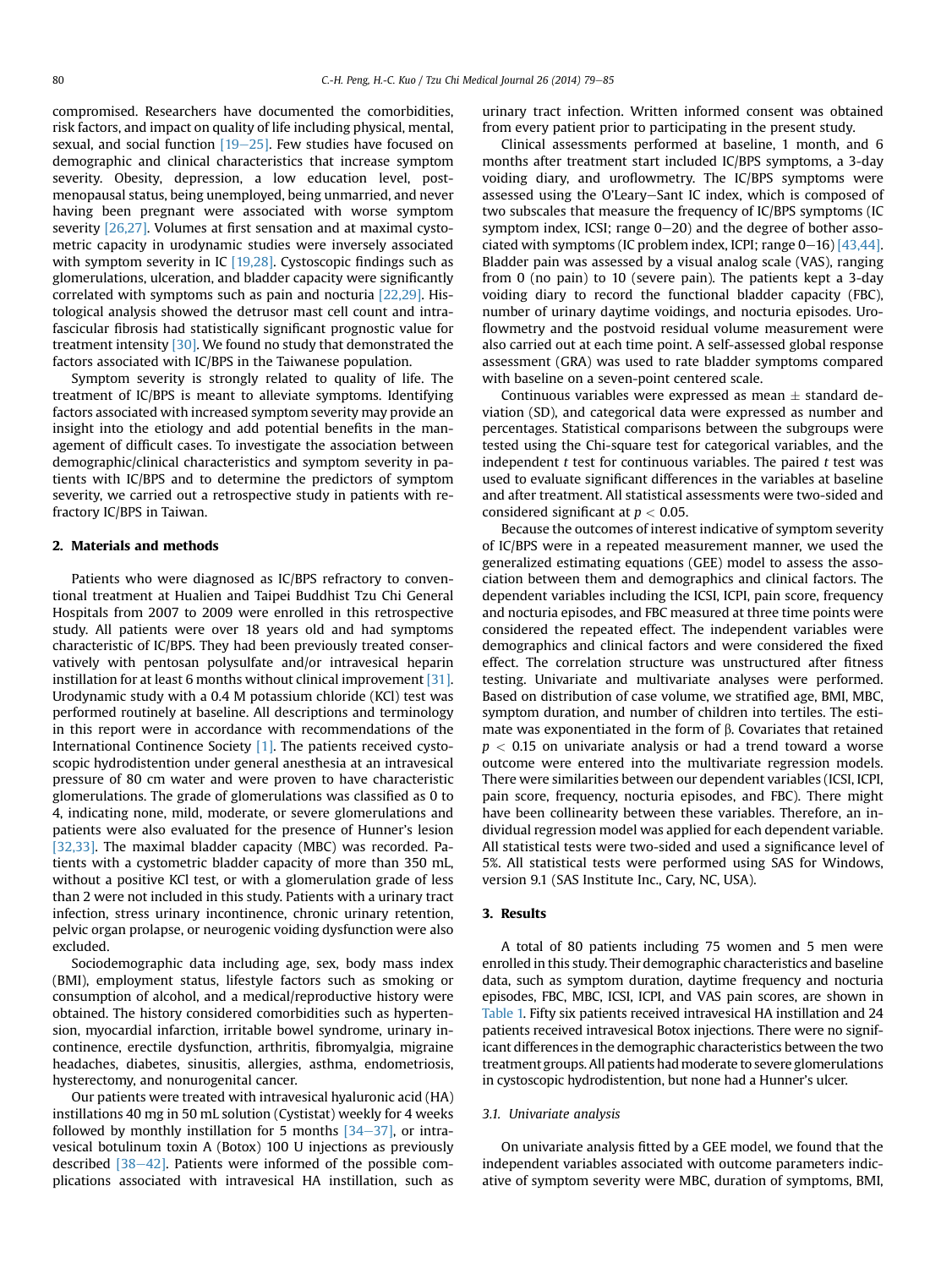compromised. Researchers have documented the comorbidities, risk factors, and impact on quality of life including physical, mental, sexual, and social function [19–25]. Few studies have focused on demographic and clinical characteristics that increase symptom severity. Obesity, depression, a low education level, postmenopausal status, being unemployed, being unmarried, and never having been pregnant were associated with worse symptom severity [26,27]. Volumes at first sensation and at maximal cystometric capacity in urodynamic studies were inversely associated with symptom severity in IC [19,28]. Cystoscopic findings such as glomerulations, ulceration, and bladder capacity were significantly correlated with symptoms such as pain and nocturia [22,29]. Histological analysis showed the detrusor mast cell count and intrafascicular fibrosis had statistically significant prognostic value for treatment intensity [30]. We found no study that demonstrated the factors associated with IC/BPS in the Taiwanese population.

Symptom severity is strongly related to quality of life. The treatment of IC/BPS is meant to alleviate symptoms. Identifying factors associated with increased symptom severity may provide an insight into the etiology and add potential benefits in the management of difficult cases. To investigate the association between demographic/clinical characteristics and symptom severity in patients with IC/BPS and to determine the predictors of symptom severity, we carried out a retrospective study in patients with refractory IC/BPS in Taiwan.

## 2. Materials and methods

Patients who were diagnosed as IC/BPS refractory to conventional treatment at Hualien and Taipei Buddhist Tzu Chi General Hospitals from 2007 to 2009 were enrolled in this retrospective study. All patients were over 18 years old and had symptoms characteristic of IC/BPS. They had been previously treated conservatively with pentosan polysulfate and/or intravesical heparin instillation for at least 6 months without clinical improvement [31]. Urodynamic study with a 0.4 M potassium chloride (KCl) test was performed routinely at baseline. All descriptions and terminology in this report were in accordance with recommendations of the International Continence Society [1]. The patients received cystoscopic hydrodistention under general anesthesia at an intravesical pressure of 80 cm water and were proven to have characteristic glomerulations. The grade of glomerulations was classified as 0 to 4, indicating none, mild, moderate, or severe glomerulations and patients were also evaluated for the presence of Hunner's lesion [32,33]. The maximal bladder capacity (MBC) was recorded. Patients with a cystometric bladder capacity of more than 350 mL, without a positive KCl test, or with a glomerulation grade of less than 2 were not included in this study. Patients with a urinary tract infection, stress urinary incontinence, chronic urinary retention, pelvic organ prolapse, or neurogenic voiding dysfunction were also excluded.

Sociodemographic data including age, sex, body mass index (BMI), employment status, lifestyle factors such as smoking or consumption of alcohol, and a medical/reproductive history were obtained. The history considered comorbidities such as hypertension, myocardial infarction, irritable bowel syndrome, urinary incontinence, erectile dysfunction, arthritis, fibromyalgia, migraine headaches, diabetes, sinusitis, allergies, asthma, endometriosis, hysterectomy, and nonurogenital cancer.

Our patients were treated with intravesical hyaluronic acid (HA) instillations 40 mg in 50 mL solution (Cystistat) weekly for 4 weeks followed by monthly instillation for 5 months [34–37], or intravesical botulinum toxin A (Botox) 100 U injections as previously described [38–42]. Patients were informed of the possible complications associated with intravesical HA instillation, such as urinary tract infection. Written informed consent was obtained from every patient prior to participating in the present study.

Clinical assessments performed at baseline, 1 month, and 6 months after treatment start included IC/BPS symptoms, a 3-day voiding diary, and uroflowmetry. The IC/BPS symptoms were assessed using the O'Leary–Sant IC index, which is composed of two subscales that measure the frequency of IC/BPS symptoms (IC symptom index, ICSI; range 0–20) and the degree of bother associated with symptoms (IC problem index, ICPI; range 0–16) [43,44]. Bladder pain was assessed by a visual analog scale (VAS), ranging from 0 (no pain) to 10 (severe pain). The patients kept a 3-day voiding diary to record the functional bladder capacity (FBC), number of urinary daytime voidings, and nocturia episodes. Uroflowmetry and the postvoid residual volume measurement were also carried out at each time point. A self-assessed global response assessment (GRA) was used to rate bladder symptoms compared with baseline on a seven-point centered scale.

Continuous variables were expressed as mean ± standard deviation (SD), and categorical data were expressed as number and percentages. Statistical comparisons between the subgroups were tested using the Chi-square test for categorical variables, and the independent *t* test for continuous variables. The paired *t* test was used to evaluate significant differences in the variables at baseline and after treatment. All statistical assessments were two-sided and considered significant at $p < 0.05$.

Because the outcomes of interest indicative of symptom severity of IC/BPS were in a repeated measurement manner, we used the generalized estimating equations (GEE) model to assess the association between them and demographics and clinical factors. The dependent variables including the ICSI, ICPI, pain score, frequency and nocturia episodes, and FBC measured at three time points were considered the repeated effect. The independent variables were demographics and clinical factors and were considered the fixed effect. The correlation structure was unstructured after fitness testing. Univariate and multivariate analyses were performed. Based on distribution of case volume, we stratified age, BMI, MBC, symptom duration, and number of children into tertiles. The estimate was exponentiated in the form of $\beta$. Covariates that retained $p < 0.15$ on univariate analysis or had a trend toward a worse outcome were entered into the multivariate regression models. There were similarities between our dependent variables (ICSI, ICPI, pain score, frequency, nocturia episodes, and FBC). There might have been collinearity between these variables. Therefore, an individual regression model was applied for each dependent variable. All statistical tests were two-sided and used a significance level of 5%. All statistical tests were performed using SAS for Windows, version 9.1 (SAS Institute Inc., Cary, NC, USA).

## 3. Results

A total of 80 patients including 75 women and 5 men were enrolled in this study. Their demographic characteristics and baseline data, such as symptom duration, daytime frequency and nocturia episodes, FBC, MBC, ICSI, ICPI, and VAS pain scores, are shown in Table 1. Fifty six patients received intravesical HA instillation and 24 patients received intravesical Botox injections. There were no significant differences in the demographic characteristics between the two treatment groups. All patients had moderate to severe glomerulations in cystoscopic hydrodistention, but none had a Hunner's ulcer.

### 3.1. Univariate analysis

On univariate analysis fitted by a GEE model, we found that the independent variables associated with outcome parameters indicative of symptom severity were MBC, duration of symptoms, BMI,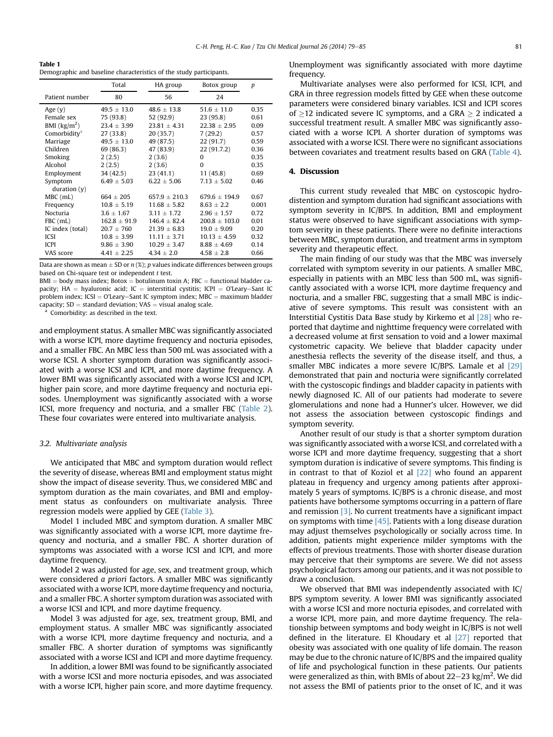**Table 1**
Demographic and baseline characteristics of the study participants.

| | Total | HA group | Botox group | p |
|---|---|---|---|---|
| Patient number | 80 | 56 | 24 | |
| Age (y) | 49.5 ± 13.0 | 48.6 ± 13.8 | 51.6 ± 11.0 | 0.35 |
| Female sex | 75 (93.8) | 52 (92.9) | 23 (95.8) | 0.61 |
| BMI (kg/m$^2$) | 23.4 ± 3.99 | 23.81 ± 4.31 | 22.38 ± 2.95 | 0.09 |
| Comorbidity[a] | 27 (33.8) | 20 (35.7) | 7 (29.2) | 0.57 |
| Marriage | 49.5 ± 13.0 | 49 (87.5) | 22 (91.7) | 0.59 |
| Children | 69 (86.3) | 47 (83.9) | 22 (91.7.2) | 0.36 |
| Smoking | 2 (2.5) | 2 (3.6) | 0 | 0.35 |
| Alcohol | 2 (2.5) | 2 (3.6) | 0 | 0.35 |
| Employment | 34 (42.5) | 23 (41.1) | 11 (45.8) | 0.69 |
| Symptom duration (y) | 6.49 ± 5.03 | 6.22 ± 5.06 | 7.13 ± 5.02 | 0.46 |
| MBC (mL) | 664 ± 205 | 657.9 ± 210.3 | 679.6 ± 194.9 | 0.67 |
| Frequency | 10.8 ± 5.19 | 11.68 ± 5.82 | 8.63 ± 2.2 | 0.001 |
| Nocturia | 3.6 ± 1.67 | 3.11 ± 1.72 | 2.96 ± 1.57 | 0.72 |
| FBC (mL) | 162.8 ± 91.9 | 146.4 ± 82.4 | 200.8 ± 103.0 | 0.01 |
| IC index (total) | 20.7 ± 760 | 21.39 ± 6.83 | 19.0 ± 9.09 | 0.20 |
| ICSI | 10.8 ± 3.99 | 11.11 ± 3.71 | 10.13 ± 4.59 | 0.32 |
| ICPI | 9.86 ± 3.90 | 10.29 ± 3.47 | 8.88 ± 4.69 | 0.14 |
| VAS score | 4.41 ± 2.25 | 4.34 ± 2.0 | 4.58 ± 2.8 | 0.66 |

Data are shown as mean ± SD or n (%); p values indicate differences between groups based on Chi-square test or independent t test.
BMI = body mass index; Botox = botulinum toxin A; FBC = functional bladder capacity; HA = hyaluronic acid; IC = interstitial cystitis; ICPI = O'Leary–Sant IC problem index; ICSI = O'Leary–Sant IC symptom index; MBC = maximum bladder capacity; SD = standard deviation; VAS = visual analog scale.
[a] Comorbidity: as described in the text.

and employment status. A smaller MBC was significantly associated with a worse ICPI, more daytime frequency and nocturia episodes, and a smaller FBC. An MBC less than 500 mL was associated with a worse ICSI. A shorter symptom duration was significantly associated with a worse ICSI and ICPI, and more daytime frequency. A lower BMI was significantly associated with a worse ICSI and ICPI, higher pain score, and more daytime frequency and nocturia episodes. Unemployment was significantly associated with a worse ICSI, more frequency and nocturia, and a smaller FBC (Table 2). These four covariates were entered into multivariate analysis.

### 3.2. Multivariate analysis

We anticipated that MBC and symptom duration would reflect the severity of disease, whereas BMI and employment status might show the impact of disease severity. Thus, we considered MBC and symptom duration as the main covariates, and BMI and employment status as confounders on multivariate analysis. Three regression models were applied by GEE (Table 3).

Model 1 included MBC and symptom duration. A smaller MBC was significantly associated with a worse ICPI, more daytime frequency and nocturia, and a smaller FBC. A shorter duration of symptoms was associated with a worse ICSI and ICPI, and more daytime frequency.

Model 2 was adjusted for age, sex, and treatment group, which were considered *a priori* factors. A smaller MBC was significantly associated with a worse ICPI, more daytime frequency and nocturia, and a smaller FBC. A shorter symptom duration was associated with a worse ICSI and ICPI, and more daytime frequency.

Model 3 was adjusted for age, sex, treatment group, BMI, and employment status. A smaller MBC was significantly associated with a worse ICPI, more daytime frequency and nocturia, and a smaller FBC. A shorter duration of symptoms was significantly associated with a worse ICSI and ICPI and more daytime frequency.

In addition, a lower BMI was found to be significantly associated with a worse ICSI and more nocturia episodes, and was associated with a worse ICPI, higher pain score, and more daytime frequency. Unemployment was significantly associated with more daytime frequency.

Multivariate analyses were also performed for ICSI, ICPI, and GRA in three regression models fitted by GEE when these outcome parameters were considered binary variables. ICSI and ICPI scores of ≥12 indicated severe IC symptoms, and a GRA ≥ 2 indicated a successful treatment result. A smaller MBC was significantly associated with a worse ICPI. A shorter duration of symptoms was associated with a worse ICSI. There were no significant associations between covariates and treatment results based on GRA (Table 4).

## 4. Discussion

This current study revealed that MBC on cystoscopic hydrodistention and symptom duration had significant associations with symptom severity in IC/BPS. In addition, BMI and employment status were observed to have significant associations with symptom severity in these patients. There were no definite interactions between MBC, symptom duration, and treatment arms in symptom severity and therapeutic effect.

The main finding of our study was that the MBC was inversely correlated with symptom severity in our patients. A smaller MBC, especially in patients with an MBC less than 500 mL, was significantly associated with a worse ICPI, more daytime frequency and nocturia, and a smaller FBC, suggesting that a small MBC is indicative of severe symptoms. This result was consistent with an Interstitial Cystitis Data Base study by Kirkemo et al [28] who reported that daytime and nighttime frequency were correlated with a decreased volume at first sensation to void and a lower maximal cystometric capacity. We believe that bladder capacity under anesthesia reflects the severity of the disease itself, and thus, a smaller MBC indicates a more severe IC/BPS. Lamale et al [29] demonstrated that pain and nocturia were significantly correlated with the cystoscopic findings and bladder capacity in patients with newly diagnosed IC. All of our patients had moderate to severe glomerulations and none had a Hunner's ulcer. However, we did not assess the association between cystoscopic findings and symptom severity.

Another result of our study is that a shorter symptom duration was significantly associated with a worse ICSI, and correlated with a worse ICPI and more daytime frequency, suggesting that a short symptom duration is indicative of severe symptoms. This finding is in contrast to that of Koziol et al [22] who found an apparent plateau in frequency and urgency among patients after approximately 5 years of symptoms. IC/BPS is a chronic disease, and most patients have bothersome symptoms occurring in a pattern of flare and remission [3]. No current treatments have a significant impact on symptoms with time [45]. Patients with a long disease duration may adjust themselves psychologically or socially across time. In addition, patients might experience milder symptoms with the effects of previous treatments. Those with shorter disease duration may perceive that their symptoms are severe. We did not assess psychological factors among our patients, and it was not possible to draw a conclusion.

We observed that BMI was independently associated with IC/BPS symptom severity. A lower BMI was significantly associated with a worse ICSI and more nocturia episodes, and correlated with a worse ICPI, more pain, and more daytime frequency. The relationship between symptoms and body weight in IC/BPS is not well defined in the literature. El Khoudary et al [27] reported that obesity was associated with one quality of life domain. The reason may be due to the chronic nature of IC/BPS and the impaired quality of life and psychological function in these patients. Our patients were generalized as thin, with BMIs of about 22–23 kg/m$^2$. We did not assess the BMI of patients prior to the onset of IC, and it was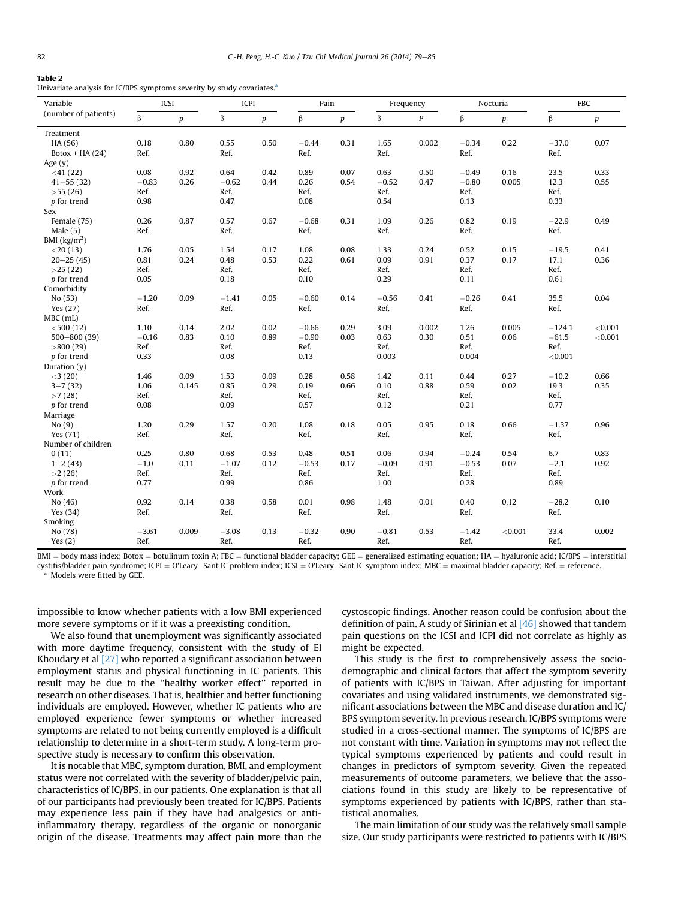**Table 2**
Univariate analysis for IC/BPS symptoms severity by study covariates.[a]

| Variable (number of patients) | ICSI | | ICPI | | Pain | | Frequency | | Nocturia | | FBC | |
|---|---|---|---|---|---|---|---|---|---|---|---|---|
| | β | *p* | β | *p* | β | *p* | β | *P* | β | *p* | β | *p* |
| Treatment | | | | | | | | | | | | |
| HA (56) | 0.18 | 0.80 | 0.55 | 0.50 | −0.44 | 0.31 | 1.65 | 0.002 | −0.34 | 0.22 | −37.0 | 0.07 |
| Botox + HA (24) | Ref. | | Ref. | | Ref. | | Ref. | | Ref. | | Ref. | |
| Age (y) | | | | | | | | | | | | |
| <41 (22) | 0.08 | 0.92 | 0.64 | 0.42 | 0.89 | 0.07 | 0.63 | 0.50 | −0.49 | 0.16 | 23.5 | 0.33 |
| 41−55 (32) | −0.83 | 0.26 | −0.62 | 0.44 | 0.26 | 0.54 | −0.52 | 0.47 | −0.80 | 0.005 | 12.3 | 0.55 |
| >55 (26) | Ref. | | Ref. | | Ref. | | Ref. | | Ref. | | Ref. | |
| *p* for trend | 0.98 | | 0.47 | | 0.08 | | 0.54 | | 0.13 | | 0.33 | |
| Sex | | | | | | | | | | | | |
| Female (75) | 0.26 | 0.87 | 0.57 | 0.67 | −0.68 | 0.31 | 1.09 | 0.26 | 0.82 | 0.19 | −22.9 | 0.49 |
| Male (5) | Ref. | | Ref. | | Ref. | | Ref. | | Ref. | | Ref. | |
| BMI (kg/m$^2$) | | | | | | | | | | | | |
| <20 (13) | 1.76 | 0.05 | 1.54 | 0.17 | 1.08 | 0.08 | 1.33 | 0.24 | 0.52 | 0.15 | −19.5 | 0.41 |
| 20−25 (45) | 0.81 | 0.24 | 0.48 | 0.53 | 0.22 | 0.61 | 0.09 | 0.91 | 0.37 | 0.17 | 17.1 | 0.36 |
| >25 (22) | Ref. | | Ref. | | Ref. | | Ref. | | Ref. | | Ref. | |
| *p* for trend | 0.05 | | 0.18 | | 0.10 | | 0.29 | | 0.11 | | 0.61 | |
| Comorbidity | | | | | | | | | | | | |
| No (53) | −1.20 | 0.09 | −1.41 | 0.05 | −0.60 | 0.14 | −0.56 | 0.41 | −0.26 | 0.41 | 35.5 | 0.04 |
| Yes (27) | Ref. | | Ref. | | Ref. | | Ref. | | Ref. | | Ref. | |
| MBC (mL) | | | | | | | | | | | | |
| <500 (12) | 1.10 | 0.14 | 2.02 | 0.02 | −0.66 | 0.29 | 3.09 | 0.002 | 1.26 | 0.005 | −124.1 | <0.001 |
| 500−800 (39) | −0.16 | 0.83 | 0.10 | 0.89 | −0.90 | 0.03 | 0.63 | 0.30 | 0.51 | 0.06 | −61.5 | <0.001 |
| >800 (29) | Ref. | | Ref. | | Ref. | | Ref. | | Ref. | | Ref. | |
| *p* for trend | 0.33 | | 0.08 | | 0.13 | | 0.003 | | 0.004 | | <0.001 | |
| Duration (y) | | | | | | | | | | | | |
| <3 (20) | 1.46 | 0.09 | 1.53 | 0.09 | 0.28 | 0.58 | 1.42 | 0.11 | 0.44 | 0.27 | −10.2 | 0.66 |
| 3−7 (32) | 1.06 | 0.145 | 0.85 | 0.29 | 0.19 | 0.66 | 0.10 | 0.88 | 0.59 | 0.02 | 19.3 | 0.35 |
| >7 (28) | Ref. | | Ref. | | Ref. | | Ref. | | Ref. | | Ref. | |
| *p* for trend | 0.08 | | 0.09 | | 0.57 | | 0.12 | | 0.21 | | 0.77 | |
| Marriage | | | | | | | | | | | | |
| No (9) | 1.20 | 0.29 | 1.57 | 0.20 | 1.08 | 0.18 | 0.05 | 0.95 | 0.18 | 0.66 | −1.37 | 0.96 |
| Yes (71) | Ref. | | Ref. | | Ref. | | Ref. | | Ref. | | Ref. | |
| Number of children | | | | | | | | | | | | |
| 0 (11) | 0.25 | 0.80 | 0.68 | 0.53 | 0.48 | 0.51 | 0.06 | 0.94 | −0.24 | 0.54 | 6.7 | 0.83 |
| 1−2 (43) | −1.0 | 0.11 | −1.07 | 0.12 | −0.53 | 0.17 | −0.09 | 0.91 | −0.53 | 0.07 | −2.1 | 0.92 |
| >2 (26) | Ref. | | Ref. | | Ref. | | Ref. | | Ref. | | Ref. | |
| *p* for trend | 0.77 | | 0.99 | | 0.86 | | 1.00 | | 0.28 | | 0.89 | |
| Work | | | | | | | | | | | | |
| No (46) | 0.92 | 0.14 | 0.38 | 0.58 | 0.01 | 0.98 | 1.48 | 0.01 | 0.40 | 0.12 | −28.2 | 0.10 |
| Yes (34) | Ref. | | Ref. | | Ref. | | Ref. | | Ref. | | Ref. | |
| Smoking | | | | | | | | | | | | |
| No (78) | −3.61 | 0.009 | −3.08 | 0.13 | −0.32 | 0.90 | −0.81 | 0.53 | −1.42 | <0.001 | 33.4 | 0.002 |
| Yes (2) | Ref. | | Ref. | | Ref. | | Ref. | | Ref. | | Ref. | |

BMI = body mass index; Botox = botulinum toxin A; FBC = functional bladder capacity; GEE = generalized estimating equation; HA = hyaluronic acid; IC/BPS = interstitial cystitis/bladder pain syndrome; ICPI = O'Leary−Sant IC problem index; ICSI = O'Leary−Sant IC symptom index; MBC = maximal bladder capacity; Ref. = reference.
[a] Models were fitted by GEE.

impossible to know whether patients with a low BMI experienced more severe symptoms or if it was a preexisting condition.

We also found that unemployment was significantly associated with more daytime frequency, consistent with the study of El Khoudary et al [27] who reported a significant association between employment status and physical functioning in IC patients. This result may be due to the "healthy worker effect" reported in research on other diseases. That is, healthier and better functioning individuals are employed. However, whether IC patients who are employed experience fewer symptoms or whether increased symptoms are related to not being currently employed is a difficult relationship to determine in a short-term study. A long-term prospective study is necessary to confirm this observation.

It is notable that MBC, symptom duration, BMI, and employment status were not correlated with the severity of bladder/pelvic pain, characteristics of IC/BPS, in our patients. One explanation is that all of our participants had previously been treated for IC/BPS. Patients may experience less pain if they have had analgesics or anti-inflammatory therapy, regardless of the organic or nonorganic origin of the disease. Treatments may affect pain more than the cystoscopic findings. Another reason could be confusion about the definition of pain. A study of Sirinian et al [46] showed that tandem pain questions on the ICSI and ICPI did not correlate as highly as might be expected.

This study is the first to comprehensively assess the sociodemographic and clinical factors that affect the symptom severity of patients with IC/BPS in Taiwan. After adjusting for important covariates and using validated instruments, we demonstrated significant associations between the MBC and disease duration and IC/BPS symptom severity. In previous research, IC/BPS symptoms were studied in a cross-sectional manner. The symptoms of IC/BPS are not constant with time. Variation in symptoms may not reflect the typical symptoms experienced by patients and could result in changes in predictors of symptom severity. Given the repeated measurements of outcome parameters, we believe that the associations found in this study are likely to be representative of symptoms experienced by patients with IC/BPS, rather than statistical anomalies.

The main limitation of our study was the relatively small sample size. Our study participants were restricted to patients with IC/BPS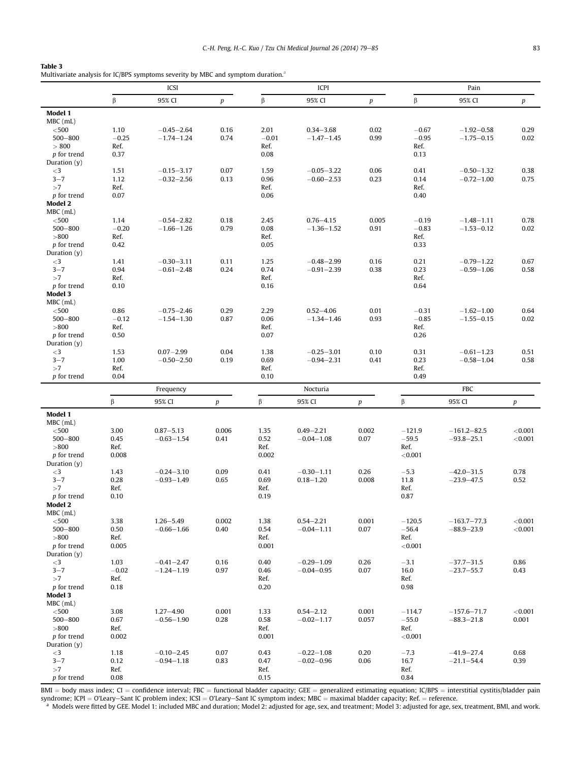**Table 3**
Multivariate analysis for IC/BPS symptoms severity by MBC and symptom duration.[a]

| | ICSI | | | ICPI | | | Pain | | |
|---|---|---|---|---|---|---|---|---|---|
| | β | 95% CI | *p* | β | 95% CI | *p* | β | 95% CI | *p* |
| **Model 1** | | | | | | | | | |
| MBC (mL) | | | | | | | | | |
| <500 | 1.10 | −0.45−2.64 | 0.16 | 2.01 | 0.34−3.68 | 0.02 | −0.67 | −1.92−0.58 | 0.29 |
| 500−800 | −0.25 | −1.74−1.24 | 0.74 | −0.01 | −1.47−1.45 | 0.99 | −0.95 | −1.75−0.15 | 0.02 |
| > 800 | Ref. | | | Ref. | | | Ref. | | |
| *p* for trend | 0.37 | | | 0.08 | | | 0.13 | | |
| Duration (y) | | | | | | | | | |
| <3 | 1.51 | −0.15−3.17 | 0.07 | 1.59 | −0.05−3.22 | 0.06 | 0.41 | −0.50−1.32 | 0.38 |
| 3−7 | 1.12 | −0.32−2.56 | 0.13 | 0.96 | −0.60−2.53 | 0.23 | 0.14 | −0.72−1.00 | 0.75 |
| >7 | Ref. | | | Ref. | | | Ref. | | |
| *p* for trend | 0.07 | | | 0.06 | | | 0.40 | | |
| **Model 2** | | | | | | | | | |
| MBC (mL) | | | | | | | | | |
| <500 | 1.14 | −0.54−2.82 | 0.18 | 2.45 | 0.76−4.15 | 0.005 | −0.19 | −1.48−1.11 | 0.78 |
| 500−800 | −0.20 | −1.66−1.26 | 0.79 | 0.08 | −1.36−1.52 | 0.91 | −0.83 | −1.53−0.12 | 0.02 |
| >800 | Ref. | | | Ref. | | | Ref. | | |
| *p* for trend | 0.42 | | | 0.05 | | | 0.33 | | |
| Duration (y) | | | | | | | | | |
| <3 | 1.41 | −0.30−3.11 | 0.11 | 1.25 | −0.48−2.99 | 0.16 | 0.21 | −0.79−1.22 | 0.67 |
| 3−7 | 0.94 | −0.61−2.48 | 0.24 | 0.74 | −0.91−2.39 | 0.38 | 0.23 | −0.59−1.06 | 0.58 |
| >7 | Ref. | | | Ref. | | | Ref. | | |
| *p* for trend | 0.10 | | | 0.16 | | | 0.64 | | |
| **Model 3** | | | | | | | | | |
| MBC (mL) | | | | | | | | | |
| <500 | 0.86 | −0.75−2.46 | 0.29 | 2.29 | 0.52−4.06 | 0.01 | −0.31 | −1.62−1.00 | 0.64 |
| 500−800 | −0.12 | −1.54−1.30 | 0.87 | 0.06 | −1.34−1.46 | 0.93 | −0.85 | −1.55−0.15 | 0.02 |
| >800 | Ref. | | | Ref. | | | Ref. | | |
| *p* for trend | 0.50 | | | 0.07 | | | 0.26 | | |
| Duration (y) | | | | | | | | | |
| <3 | 1.53 | 0.07−2.99 | 0.04 | 1.38 | −0.25−3.01 | 0.10 | 0.31 | −0.61−1.23 | 0.51 |
| 3−7 | 1.00 | −0.50−2.50 | 0.19 | 0.69 | −0.94−2.31 | 0.41 | 0.23 | −0.58−1.04 | 0.58 |
| >7 | Ref. | | | Ref. | | | Ref. | | |
| *p* for trend | 0.04 | | | 0.10 | | | 0.49 | | |

| | Frequency | | | Nocturia | | | FBC | | |
|---|---|---|---|---|---|---|---|---|---|
| | β | 95% CI | *p* | β | 95% CI | *p* | β | 95% CI | *p* |
| **Model 1** | | | | | | | | | |
| MBC (mL) | | | | | | | | | |
| <500 | 3.00 | 0.87−5.13 | 0.006 | 1.35 | 0.49−2.21 | 0.002 | −121.9 | −161.2−82.5 | <0.001 |
| 500−800 | 0.45 | −0.63−1.54 | 0.41 | 0.52 | −0.04−1.08 | 0.07 | −59.5 | −93.8−25.1 | <0.001 |
| >800 | Ref. | | | Ref. | | | Ref. | | |
| *p* for trend | 0.008 | | | 0.002 | | | <0.001 | | |
| Duration (y) | | | | | | | | | |
| <3 | 1.43 | −0.24−3.10 | 0.09 | 0.41 | −0.30−1.11 | 0.26 | −5.3 | −42.0−31.5 | 0.78 |
| 3−7 | 0.28 | −0.93−1.49 | 0.65 | 0.69 | 0.18−1.20 | 0.008 | 11.8 | −23.9−47.5 | 0.52 |
| >7 | Ref. | | | Ref. | | | Ref. | | |
| *p* for trend | 0.10 | | | 0.19 | | | 0.87 | | |
| **Model 2** | | | | | | | | | |
| MBC (mL) | | | | | | | | | |
| <500 | 3.38 | 1.26−5.49 | 0.002 | 1.38 | 0.54−2.21 | 0.001 | −120.5 | −163.7−77.3 | <0.001 |
| 500−800 | 0.50 | −0.66−1.66 | 0.40 | 0.54 | −0.04−1.11 | 0.07 | −56.4 | −88.9−23.9 | <0.001 |
| >800 | Ref. | | | Ref. | | | Ref. | | |
| *p* for trend | 0.005 | | | 0.001 | | | <0.001 | | |
| Duration (y) | | | | | | | | | |
| <3 | 1.03 | −0.41−2.47 | 0.16 | 0.40 | −0.29−1.09 | 0.26 | −3.1 | −37.7−31.5 | 0.86 |
| 3−7 | −0.02 | −1.24−1.19 | 0.97 | 0.46 | −0.04−0.95 | 0.07 | 16.0 | −23.7−55.7 | 0.43 |
| >7 | Ref. | | | Ref. | | | Ref. | | |
| *p* for trend | 0.18 | | | 0.20 | | | 0.98 | | |
| **Model 3** | | | | | | | | | |
| MBC (mL) | | | | | | | | | |
| <500 | 3.08 | 1.27−4.90 | 0.001 | 1.33 | 0.54−2.12 | 0.001 | −114.7 | −157.6−71.7 | <0.001 |
| 500−800 | 0.67 | −0.56−1.90 | 0.28 | 0.58 | −0.02−1.17 | 0.057 | −55.0 | −88.3−21.8 | 0.001 |
| >800 | Ref. | | | Ref. | | | Ref. | | |
| *p* for trend | 0.002 | | | 0.001 | | | <0.001 | | |
| Duration (y) | | | | | | | | | |
| <3 | 1.18 | −0.10−2.45 | 0.07 | 0.43 | −0.22−1.08 | 0.20 | −7.3 | −41.9−27.4 | 0.68 |
| 3−7 | 0.12 | −0.94−1.18 | 0.83 | 0.47 | −0.02−0.96 | 0.06 | 16.7 | −21.1−54.4 | 0.39 |
| >7 | Ref. | | | Ref. | | | Ref. | | |
| *p* for trend | 0.08 | | | 0.15 | | | 0.84 | | |

BMI = body mass index; CI = confidence interval; FBC = functional bladder capacity; GEE = generalized estimating equation; IC/BPS = interstitial cystitis/bladder pain syndrome; ICPI = O'Leary−Sant IC problem index; ICSI = O'Leary−Sant IC symptom index; MBC = maximal bladder capacity; Ref. = reference.

[a] Models were fitted by GEE. Model 1: included MBC and duration; Model 2: adjusted for age, sex, and treatment; Model 3: adjusted for age, sex, treatment, BMI, and work.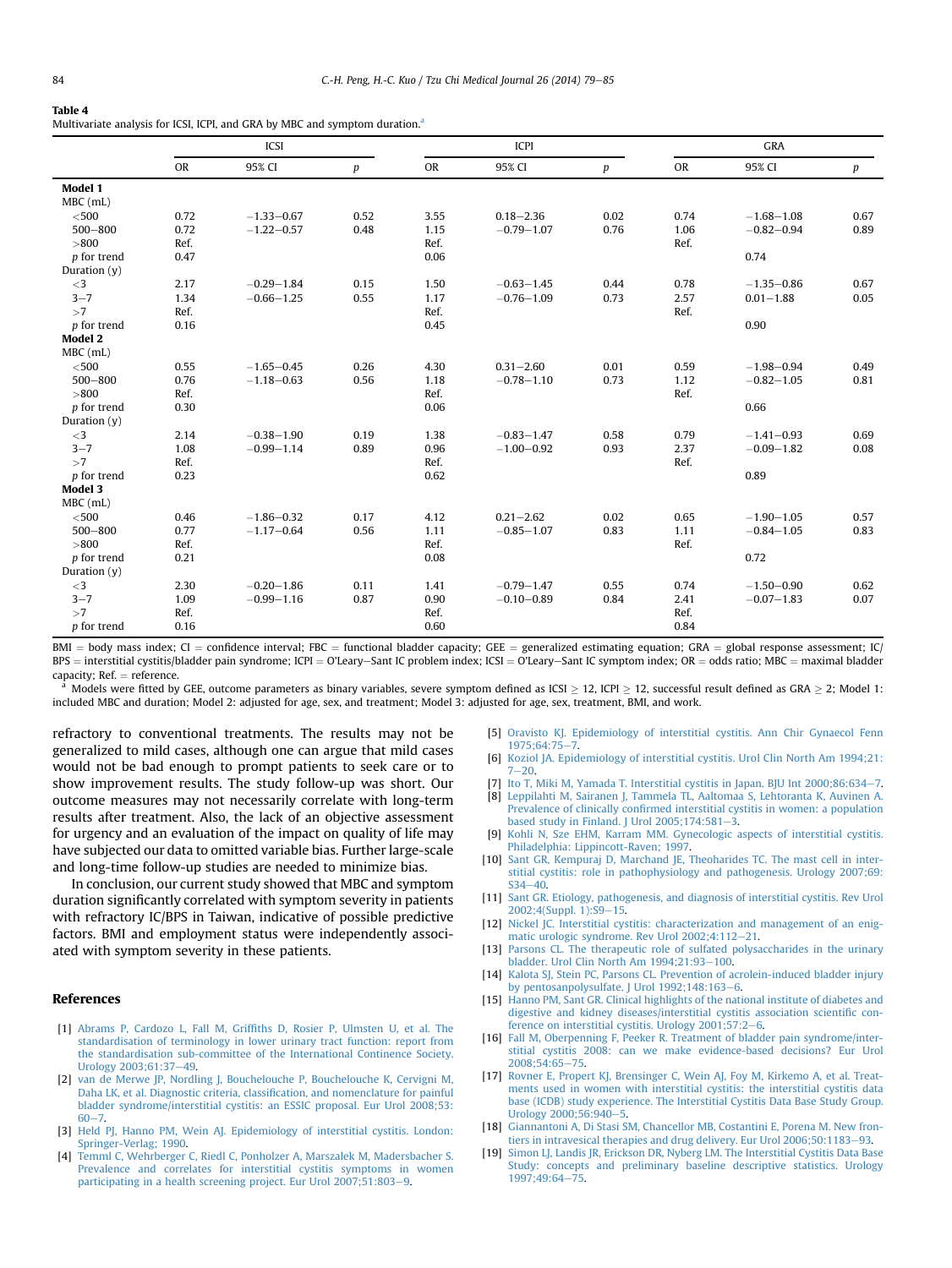**Table 4**
Multivariate analysis for ICSI, ICPI, and GRA by MBC and symptom duration.[a]

| | ICSI | | | ICPI | | | GRA | | |
|---|---|---|---|---|---|---|---|---|---|
| | OR | 95% CI | *p* | OR | 95% CI | *p* | OR | 95% CI | *p* |
| **Model 1** | | | | | | | | | |
| MBC (mL) | | | | | | | | | |
| <500 | 0.72 | −1.33−0.67 | 0.52 | 3.55 | 0.18−2.36 | 0.02 | 0.74 | −1.68−1.08 | 0.67 |
| 500−800 | 0.72 | −1.22−0.57 | 0.48 | 1.15 | −0.79−1.07 | 0.76 | 1.06 | −0.82−0.94 | 0.89 |
| >800 | Ref. | | | Ref. | | | Ref. | | |
| *p* for trend | 0.47 | | | 0.06 | | | | 0.74 | |
| Duration (y) | | | | | | | | | |
| <3 | 2.17 | −0.29−1.84 | 0.15 | 1.50 | −0.63−1.45 | 0.44 | 0.78 | −1.35−0.86 | 0.67 |
| 3−7 | 1.34 | −0.66−1.25 | 0.55 | 1.17 | −0.76−1.09 | 0.73 | 2.57 | 0.01−1.88 | 0.05 |
| >7 | Ref. | | | Ref. | | | Ref. | | |
| *p* for trend | 0.16 | | | 0.45 | | | | 0.90 | |
| **Model 2** | | | | | | | | | |
| MBC (mL) | | | | | | | | | |
| <500 | 0.55 | −1.65−0.45 | 0.26 | 4.30 | 0.31−2.60 | 0.01 | 0.59 | −1.98−0.94 | 0.49 |
| 500−800 | 0.76 | −1.18−0.63 | 0.56 | 1.18 | −0.78−1.10 | 0.73 | 1.12 | −0.82−1.05 | 0.81 |
| >800 | Ref. | | | Ref. | | | Ref. | | |
| *p* for trend | 0.30 | | | 0.06 | | | | 0.66 | |
| Duration (y) | | | | | | | | | |
| <3 | 2.14 | −0.38−1.90 | 0.19 | 1.38 | −0.83−1.47 | 0.58 | 0.79 | −1.41−0.93 | 0.69 |
| 3−7 | 1.08 | −0.99−1.14 | 0.89 | 0.96 | −1.00−0.92 | 0.93 | 2.37 | −0.09−1.82 | 0.08 |
| >7 | Ref. | | | Ref. | | | Ref. | | |
| *p* for trend | 0.23 | | | 0.62 | | | | 0.89 | |
| **Model 3** | | | | | | | | | |
| MBC (mL) | | | | | | | | | |
| <500 | 0.46 | −1.86−0.32 | 0.17 | 4.12 | 0.21−2.62 | 0.02 | 0.65 | −1.90−1.05 | 0.57 |
| 500−800 | 0.77 | −1.17−0.64 | 0.56 | 1.11 | −0.85−1.07 | 0.83 | 1.11 | −0.84−1.05 | 0.83 |
| >800 | Ref. | | | Ref. | | | Ref. | | |
| *p* for trend | 0.21 | | | 0.08 | | | | 0.72 | |
| Duration (y) | | | | | | | | | |
| <3 | 2.30 | −0.20−1.86 | 0.11 | 1.41 | −0.79−1.47 | 0.55 | 0.74 | −1.50−0.90 | 0.62 |
| 3−7 | 1.09 | −0.99−1.16 | 0.87 | 0.90 | −0.10−0.89 | 0.84 | 2.41 | −0.07−1.83 | 0.07 |
| >7 | Ref. | | | Ref. | | | Ref. | | |
| *p* for trend | 0.16 | | | 0.60 | | | 0.84 | | |

BMI = body mass index; CI = confidence interval; FBC = functional bladder capacity; GEE = generalized estimating equation; GRA = global response assessment; IC/BPS = interstitial cystitis/bladder pain syndrome; ICPI = O'Leary−Sant IC problem index; ICSI = O'Leary−Sant IC symptom index; OR = odds ratio; MBC = maximal bladder capacity; Ref. = reference.

[a] Models were fitted by GEE, outcome parameters as binary variables, severe symptom defined as ICSI ≥ 12, ICPI ≥ 12, successful result defined as GRA ≥ 2; Model 1: included MBC and duration; Model 2: adjusted for age, sex, and treatment; Model 3: adjusted for age, sex, treatment, BMI, and work.

refractory to conventional treatments. The results may not be generalized to mild cases, although one can argue that mild cases would not be bad enough to prompt patients to seek care or to show improvement results. The study follow-up was short. Our outcome measures may not necessarily correlate with long-term results after treatment. Also, the lack of an objective assessment for urgency and an evaluation of the impact on quality of life may have subjected our data to omitted variable bias. Further large-scale and long-time follow-up studies are needed to minimize bias.

In conclusion, our current study showed that MBC and symptom duration significantly correlated with symptom severity in patients with refractory IC/BPS in Taiwan, indicative of possible predictive factors. BMI and employment status were independently associated with symptom severity in these patients.

## References

[1] Abrams P, Cardozo L, Fall M, Griffiths D, Rosier P, Ulmsten U, et al. The standardisation of terminology in lower urinary tract function: report from the standardisation sub-committee of the International Continence Society. Urology 2003;61:37−49.

[2] van de Merwe JP, Nordling J, Bouchelouche P, Bouchelouche K, Cervigni M, Daha LK, et al. Diagnostic criteria, classification, and nomenclature for painful bladder syndrome/interstitial cystitis: an ESSIC proposal. Eur Urol 2008;53:60−7.

[3] Held PJ, Hanno PM, Wein AJ. Epidemiology of interstitial cystitis. London: Springer-Verlag; 1990.

[4] Temml C, Wehrberger C, Riedl C, Ponholzer A, Marszalek M, Madersbacher S. Prevalence and correlates for interstitial cystitis symptoms in women participating in a health screening project. Eur Urol 2007;51:803−9.

[5] Oravisto KJ. Epidemiology of interstitial cystitis. Ann Chir Gynaecol Fenn 1975;64:75−7.

[6] Koziol JA. Epidemiology of interstitial cystitis. Urol Clin North Am 1994;21:7−20.

[7] Ito T, Miki M, Yamada T. Interstitial cystitis in Japan. BJU Int 2000;86:634−7.

[8] Leppilahti M, Sairanen J, Tammela TL, Aaltomaa S, Lehtoranta K, Auvinen A. Prevalence of clinically confirmed interstitial cystitis in women: a population based study in Finland. J Urol 2005;174:581−3.

[9] Kohli N, Sze EHM, Karram MM. Gynecologic aspects of interstitial cystitis. Philadelphia: Lippincott-Raven; 1997.

[10] Sant GR, Kempuraj D, Marchand JE, Theoharides TC. The mast cell in interstitial cystitis: role in pathophysiology and pathogenesis. Urology 2007;69:S34−40.

[11] Sant GR. Etiology, pathogenesis, and diagnosis of interstitial cystitis. Rev Urol 2002;4(Suppl. 1):S9−15.

[12] Nickel JC. Interstitial cystitis: characterization and management of an enigmatic urologic syndrome. Rev Urol 2002;4:112−21.

[13] Parsons CL. The therapeutic role of sulfated polysaccharides in the urinary bladder. Urol Clin North Am 1994;21:93−100.

[14] Kalota SJ, Stein PC, Parsons CL. Prevention of acrolein-induced bladder injury by pentosanpolysulfate. J Urol 1992;148:163−6.

[15] Hanno PM, Sant GR. Clinical highlights of the national institute of diabetes and digestive and kidney diseases/interstitial cystitis association scientific conference on interstitial cystitis. Urology 2001;57:2−6.

[16] Fall M, Oberpenning F, Peeker R. Treatment of bladder pain syndrome/interstitial cystitis 2008: can we make evidence-based decisions? Eur Urol 2008;54:65−75.

[17] Rovner E, Propert KJ, Brensinger C, Wein AJ, Foy M, Kirkemo A, et al. Treatments used in women with interstitial cystitis: the interstitial cystitis data base (ICDB) study experience. The Interstitial Cystitis Data Base Study Group. Urology 2000;56:940−5.

[18] Giannantoni A, Di Stasi SM, Chancellor MB, Costantini E, Porena M. New frontiers in intravesical therapies and drug delivery. Eur Urol 2006;50:1183−93.

[19] Simon LJ, Landis JR, Erickson DR, Nyberg LM. The Interstitial Cystitis Data Base Study: concepts and preliminary baseline descriptive statistics. Urology 1997;49:64−75.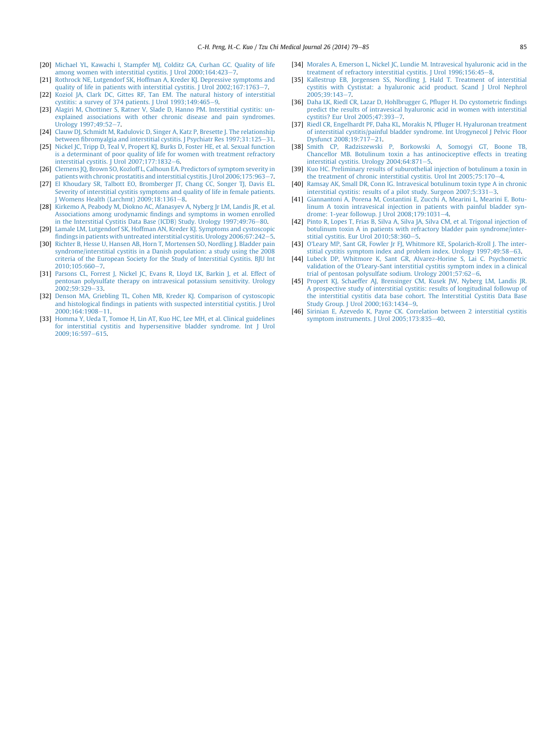[20] Michael YL, Kawachi I, Stampfer MJ, Colditz GA, Curhan GC. Quality of life among women with interstitial cystitis. J Urol 2000;164:423–7.

[21] Rothrock NE, Lutgendorf SK, Hoffman A, Kreder KJ. Depressive symptoms and quality of life in patients with interstitial cystitis. J Urol 2002;167:1763–7.

[22] Koziol JA, Clark DC, Gittes RF, Tan EM. The natural history of interstitial cystitis: a survey of 374 patients. J Urol 1993;149:465–9.

[23] Alagiri M, Chottiner S, Ratner V, Slade D, Hanno PM. Interstitial cystitis: unexplained associations with other chronic disease and pain syndromes. Urology 1997;49:52–7.

[24] Clauw DJ, Schmidt M, Radulovic D, Singer A, Katz P, Bresette J. The relationship between fibromyalgia and interstitial cystitis. J Psychiatr Res 1997;31:125–31.

[25] Nickel JC, Tripp D, Teal V, Propert KJ, Burks D, Foster HE, et al. Sexual function is a determinant of poor quality of life for women with treatment refractory interstitial cystitis. J Urol 2007;177:1832–6.

[26] Clemens JQ, Brown SO, Kozloff L, Calhoun EA. Predictors of symptom severity in patients with chronic prostatitis and interstitial cystitis. J Urol 2006;175:963–7.

[27] El Khoudary SR, Talbott EO, Bromberger JT, Chang CC, Songer TJ, Davis EL. Severity of interstitial cystitis symptoms and quality of life in female patients. J Womens Health (Larchmt) 2009;18:1361–8.

[28] Kirkemo A, Peabody M, Diokno AC, Afanasyev A, Nyberg Jr LM, Landis JR, et al. Associations among urodynamic findings and symptoms in women enrolled in the Interstitial Cystitis Data Base (ICDB) Study. Urology 1997;49:76–80.

[29] Lamale LM, Lutgendorf SK, Hoffman AN, Kreder KJ. Symptoms and cystoscopic findings in patients with untreated interstitial cystitis. Urology 2006;67:242–5.

[30] Richter B, Hesse U, Hansen AB, Horn T, Mortensen SO, Nordling J. Bladder pain syndrome/interstitial cystitis in a Danish population: a study using the 2008 criteria of the European Society for the Study of Interstitial Cystitis. BJU Int 2010;105:660–7.

[31] Parsons CL, Forrest J, Nickel JC, Evans R, Lloyd LK, Barkin J, et al. Effect of pentosan polysulfate therapy on intravesical potassium sensitivity. Urology 2002;59:329–33.

[32] Denson MA, Griebling TL, Cohen MB, Kreder KJ. Comparison of cystoscopic and histological findings in patients with suspected interstitial cystitis. J Urol 2000;164:1908–11.

[33] Homma Y, Ueda T, Tomoe H, Lin AT, Kuo HC, Lee MH, et al. Clinical guidelines for interstitial cystitis and hypersensitive bladder syndrome. Int J Urol 2009;16:597–615.

[34] Morales A, Emerson L, Nickel JC, Lundie M. Intravesical hyaluronic acid in the treatment of refractory interstitial cystitis. J Urol 1996;156:45–8.

[35] Kallestrup EB, Jorgensen SS, Nordling J, Hald T. Treatment of interstitial cystitis with Cystistat: a hyaluronic acid product. Scand J Urol Nephrol 2005;39:143–7.

[36] Daha LK, Riedl CR, Lazar D, Hohlbrugger G, Pfluger H. Do cystometric findings predict the results of intravesical hyaluronic acid in women with interstitial cystitis? Eur Urol 2005;47:393–7.

[37] Riedl CR, Engelhardt PF, Daha KL, Morakis N, Pfluger H. Hyaluronan treatment of interstitial cystitis/painful bladder syndrome. Int Urogynecol J Pelvic Floor Dysfunct 2008;19:717–21.

[38] Smith CP, Radziszewski P, Borkowski A, Somogyi GT, Boone TB, Chancellor MB. Botulinum toxin a has antinociceptive effects in treating interstitial cystitis. Urology 2004;64:871–5.

[39] Kuo HC. Preliminary results of suburothelial injection of botulinum a toxin in the treatment of chronic interstitial cystitis. Urol Int 2005;75:170–4.

[40] Ramsay AK, Small DR, Conn IG. Intravesical botulinum toxin type A in chronic interstitial cystitis: results of a pilot study. Surgeon 2007;5:331–3.

[41] Giannantoni A, Porena M, Costantini E, Zucchi A, Mearini L, Mearini E. Botulinum A toxin intravesical injection in patients with painful bladder syndrome: 1-year followup. J Urol 2008;179:1031–4.

[42] Pinto R, Lopes T, Frias B, Silva A, Silva JA, Silva CM, et al. Trigonal injection of botulinum toxin A in patients with refractory bladder pain syndrome/interstitial cystitis. Eur Urol 2010;58:360–5.

[43] O'Leary MP, Sant GR, Fowler Jr FJ, Whitmore KE, Spolarich-Kroll J. The interstitial cystitis symptom index and problem index. Urology 1997;49:58–63.

[44] Lubeck DP, Whitmore K, Sant GR, Alvarez-Horine S, Lai C. Psychometric validation of the O'Leary-Sant interstitial cystitis symptom index in a clinical trial of pentosan polysulfate sodium. Urology 2001;57:62–6.

[45] Propert KJ, Schaeffer AJ, Brensinger CM, Kusek JW, Nyberg LM, Landis JR. A prospective study of interstitial cystitis: results of longitudinal followup of the interstitial cystitis data base cohort. The Interstitial Cystitis Data Base Study Group. J Urol 2000;163:1434–9.

[46] Sirinian E, Azevedo K, Payne CK. Correlation between 2 interstitial cystitis symptom instruments. J Urol 2005;173:835–40.